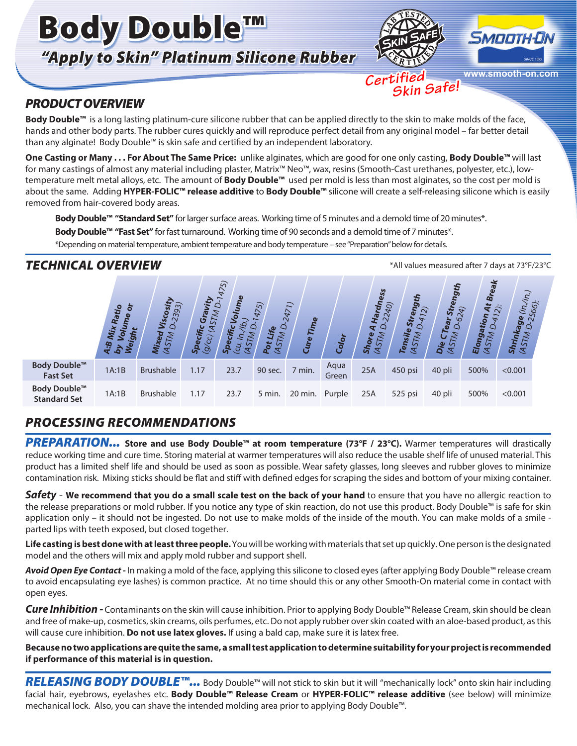# Body Double™

## *"Apply to Skin" Platinum Silicone Rubber*

LAB TESTED SKIN SAFE CERTIFIED

*Certified Skin Safe!*

SMOOTH-ON

www.smooth-on.com

## *PRODUCT OVERVIEW*

**Body Double™** is a long lasting platinum-cure silicone rubber that can be applied directly to the skin to make molds of the face, hands and other body parts. The rubber cures quickly and will reproduce perfect detail from any original model – far better detail than any alginate! Body Double™ is skin safe and certified by an independent laboratory.

**One Casting or Many . . . For About The Same Price:** unlike alginates, which are good for one only casting, **Body Double™** will last for many castings of almost any material including plaster, Matrix™ Neo™, wax, resins (Smooth-Cast urethanes, polyester, etc.), low-temperature melt metal alloys, etc. The amount of **Body Double™** used per mold is less than most alginates, so the cost per mold is about the same. Adding **HYPER-FOLIC™ release additive** to **Body Double™** silicone will create a self-releasing silicone which is easily removed from hair-covered body areas.

**Body Double™ "Standard Set"** for larger surface areas. Working time of 5 minutes and a demold time of 20 minutes*.

**Body Double™ "Fast Set"** for fast turnaround. Working time of 90 seconds and a demold time of 7 minutes*.

*Depending on material temperature, ambient temperature and body temperature – see "Preparation" below for details.

## *TECHNICAL OVERVIEW*

*All values measured after 7 days at 73°F/23°C

| | A:B Mix Ratio by Volume or Weight | Mixed Viscosity (ASTM D-2393) | Specific Gravity (g/cc) (ASTM D-1475) | Specific Volume (cu. in./lb.) (ASTM D-1475) | Pot Life (ASTM D-2471) | Cure Time | Color | Shore A Hardness (ASTM D-2240) | Tensile Strength (ASTM D-412) | Die C Tear Strength (ASTM D-624) | Elongation At Break (ASTM D-412): | Shrinkage (in./in.) (ASTM D-2566): |
|---|---|---|---|---|---|---|---|---|---|---|---|---|
| Body Double™ Fast Set | 1A:1B | Brushable | 1.17 | 23.7 | 90 sec. | 7 min. | Aqua Green | 25A | 450 psi | 40 pli | 500% | <0.001 |
| Body Double™ Standard Set | 1A:1B | Brushable | 1.17 | 23.7 | 5 min. | 20 min. | Purple | 25A | 525 psi | 40 pli | 500% | <0.001 |

## *PROCESSING RECOMMENDATIONS*

***PREPARATION...*** **Store and use Body Double™ at room temperature (73°F / 23°C).** Warmer temperatures will drastically reduce working time and cure time. Storing material at warmer temperatures will also reduce the usable shelf life of unused material. This product has a limited shelf life and should be used as soon as possible. Wear safety glasses, long sleeves and rubber gloves to minimize contamination risk. Mixing sticks should be flat and stiff with defined edges for scraping the sides and bottom of your mixing container.

***Safety*** - **We recommend that you do a small scale test on the back of your hand** to ensure that you have no allergic reaction to the release preparations or mold rubber. If you notice any type of skin reaction, do not use this product. Body Double™ is safe for skin application only – it should not be ingested. Do not use to make molds of the inside of the mouth. You can make molds of a smile - parted lips with teeth exposed, but closed together.

**Life casting is best done with at least three people.** You will be working with materials that set up quickly. One person is the designated model and the others will mix and apply mold rubber and support shell.

***Avoid Open Eye Contact -*** In making a mold of the face, applying this silicone to closed eyes (after applying Body Double™ release cream to avoid encapsulating eye lashes) is common practice. At no time should this or any other Smooth-On material come in contact with open eyes.

***Cure Inhibition -*** Contaminants on the skin will cause inhibition. Prior to applying Body Double™ Release Cream, skin should be clean and free of make-up, cosmetics, skin creams, oils perfumes, etc. Do not apply rubber over skin coated with an aloe-based product, as this will cause cure inhibition. **Do not use latex gloves.** If using a bald cap, make sure it is latex free.

**Because no two applications are quite the same, a small test application to determine suitability for your project is recommended if performance of this material is in question.**

***RELEASING BODY DOUBLE™...*** Body Double™ will not stick to skin but it will "mechanically lock" onto skin hair including facial hair, eyebrows, eyelashes etc. **Body Double™ Release Cream** or **HYPER-FOLIC™ release additive** (see below) will minimize mechanical lock. Also, you can shave the intended molding area prior to applying Body Double™.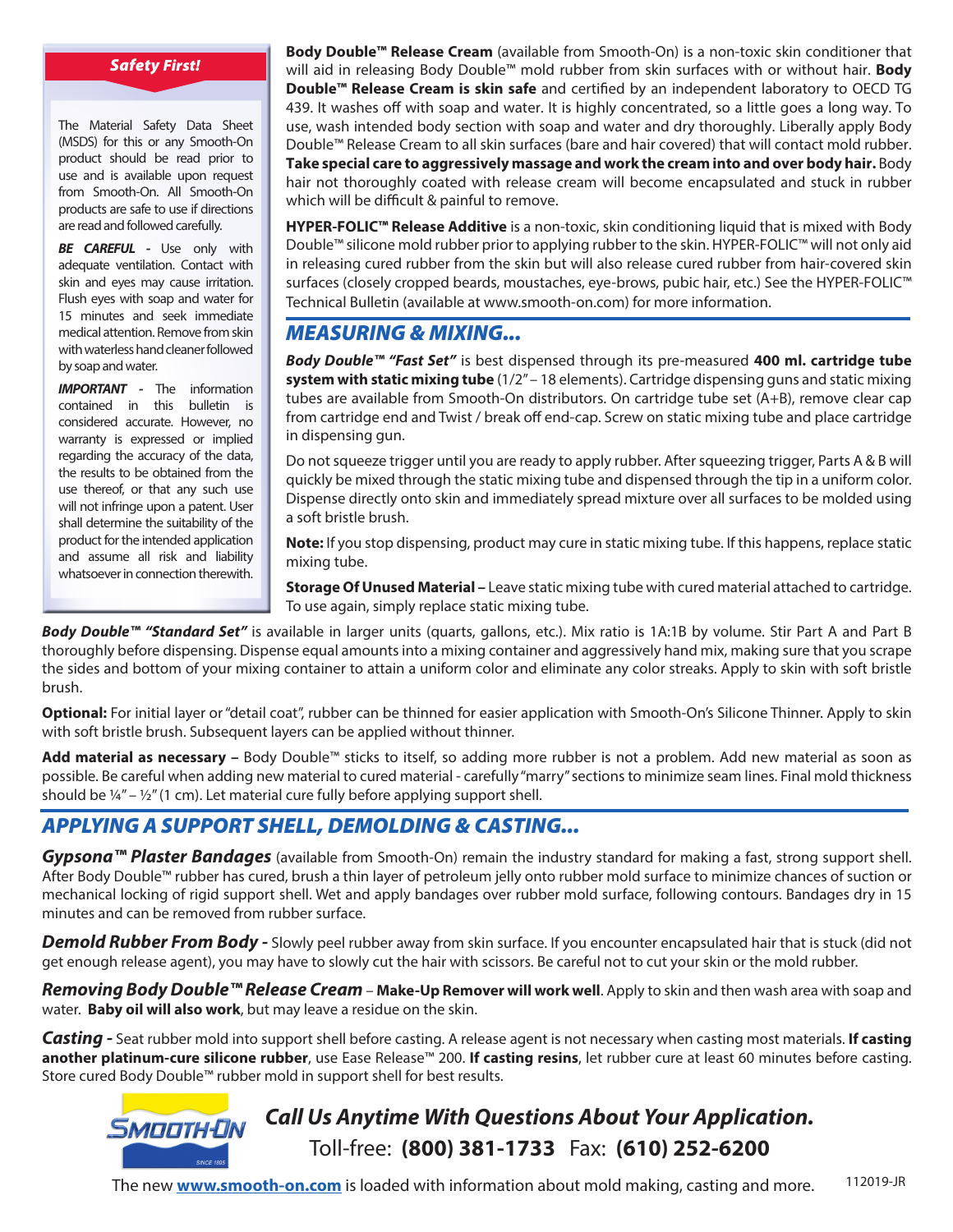**Safety First!**

The Material Safety Data Sheet (MSDS) for this or any Smooth-On product should be read prior to use and is available upon request from Smooth-On. All Smooth-On products are safe to use if directions are read and followed carefully.

***BE CAREFUL*** - Use only with adequate ventilation. Contact with skin and eyes may cause irritation. Flush eyes with soap and water for 15 minutes and seek immediate medical attention. Remove from skin with waterless hand cleaner followed by soap and water.

***IMPORTANT*** - The information contained in this bulletin is considered accurate. However, no warranty is expressed or implied regarding the accuracy of the data, the results to be obtained from the use thereof, or that any such use will not infringe upon a patent. User shall determine the suitability of the product for the intended application and assume all risk and liability whatsoever in connection therewith.

**Body Double™ Release Cream** (available from Smooth-On) is a non-toxic skin conditioner that will aid in releasing Body Double™ mold rubber from skin surfaces with or without hair. **Body Double™ Release Cream is skin safe** and certified by an independent laboratory to OECD TG 439. It washes off with soap and water. It is highly concentrated, so a little goes a long way. To use, wash intended body section with soap and water and dry thoroughly. Liberally apply Body Double™ Release Cream to all skin surfaces (bare and hair covered) that will contact mold rubber. **Take special care to aggressively massage and work the cream into and over body hair.** Body hair not thoroughly coated with release cream will become encapsulated and stuck in rubber which will be difficult & painful to remove.

**HYPER-FOLIC™ Release Additive** is a non-toxic, skin conditioning liquid that is mixed with Body Double™ silicone mold rubber prior to applying rubber to the skin. HYPER-FOLIC™ will not only aid in releasing cured rubber from the skin but will also release cured rubber from hair-covered skin surfaces (closely cropped beards, moustaches, eye-brows, pubic hair, etc.) See the HYPER-FOLIC™ Technical Bulletin (available at www.smooth-on.com) for more information.

## MEASURING & MIXING...

***Body Double™ "Fast Set"*** is best dispensed through its pre-measured **400 ml. cartridge tube system with static mixing tube** (1/2" – 18 elements). Cartridge dispensing guns and static mixing tubes are available from Smooth-On distributors. On cartridge tube set (A+B), remove clear cap from cartridge end and Twist / break off end-cap. Screw on static mixing tube and place cartridge in dispensing gun.

Do not squeeze trigger until you are ready to apply rubber. After squeezing trigger, Parts A & B will quickly be mixed through the static mixing tube and dispensed through the tip in a uniform color. Dispense directly onto skin and immediately spread mixture over all surfaces to be molded using a soft bristle brush.

**Note:** If you stop dispensing, product may cure in static mixing tube. If this happens, replace static mixing tube.

**Storage Of Unused Material –** Leave static mixing tube with cured material attached to cartridge. To use again, simply replace static mixing tube.

***Body Double™ "Standard Set"*** is available in larger units (quarts, gallons, etc.). Mix ratio is 1A:1B by volume. Stir Part A and Part B thoroughly before dispensing. Dispense equal amounts into a mixing container and aggressively hand mix, making sure that you scrape the sides and bottom of your mixing container to attain a uniform color and eliminate any color streaks. Apply to skin with soft bristle brush.

**Optional:** For initial layer or "detail coat", rubber can be thinned for easier application with Smooth-On's Silicone Thinner. Apply to skin with soft bristle brush. Subsequent layers can be applied without thinner.

**Add material as necessary –** Body Double™ sticks to itself, so adding more rubber is not a problem. Add new material as soon as possible. Be careful when adding new material to cured material - carefully "marry" sections to minimize seam lines. Final mold thickness should be ¼" – ½" (1 cm). Let material cure fully before applying support shell.

## APPLYING A SUPPORT SHELL, DEMOLDING & CASTING...

***Gypsona™ Plaster Bandages*** (available from Smooth-On) remain the industry standard for making a fast, strong support shell. After Body Double™ rubber has cured, brush a thin layer of petroleum jelly onto rubber mold surface to minimize chances of suction or mechanical locking of rigid support shell. Wet and apply bandages over rubber mold surface, following contours. Bandages dry in 15 minutes and can be removed from rubber surface.

***Demold Rubber From Body -*** Slowly peel rubber away from skin surface. If you encounter encapsulated hair that is stuck (did not get enough release agent), you may have to slowly cut the hair with scissors. Be careful not to cut your skin or the mold rubber.

***Removing Body Double™ Release Cream*** – **Make-Up Remover will work well**. Apply to skin and then wash area with soap and water. **Baby oil will also work**, but may leave a residue on the skin.

***Casting -*** Seat rubber mold into support shell before casting. A release agent is not necessary when casting most materials. **If casting another platinum-cure silicone rubber**, use Ease Release™ 200. **If casting resins**, let rubber cure at least 60 minutes before casting. Store cured Body Double™ rubber mold in support shell for best results.

SMOOTH-ON SINCE 1895

***Call Us Anytime With Questions About Your Application.***

Toll-free: **(800) 381-1733** Fax: **(610) 252-6200**

The new **www.smooth-on.com** is loaded with information about mold making, casting and more.

112019-JR